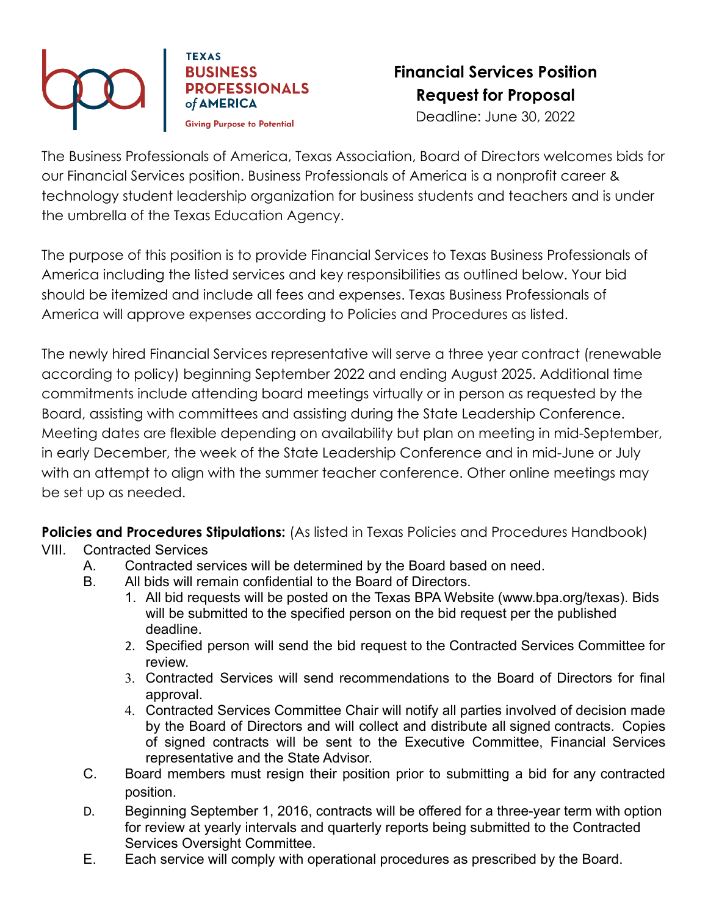TEXAS
BUSINESS
PROFESSIONALS
of AMERICA
Giving Purpose to Potential

# Financial Services Position Request for Proposal

Deadline: June 30, 2022

The Business Professionals of America, Texas Association, Board of Directors welcomes bids for our Financial Services position. Business Professionals of America is a nonprofit career & technology student leadership organization for business students and teachers and is under the umbrella of the Texas Education Agency.

The purpose of this position is to provide Financial Services to Texas Business Professionals of America including the listed services and key responsibilities as outlined below. Your bid should be itemized and include all fees and expenses. Texas Business Professionals of America will approve expenses according to Policies and Procedures as listed.

The newly hired Financial Services representative will serve a three year contract (renewable according to policy) beginning September 2022 and ending August 2025. Additional time commitments include attending board meetings virtually or in person as requested by the Board, assisting with committees and assisting during the State Leadership Conference. Meeting dates are flexible depending on availability but plan on meeting in mid-September, in early December, the week of the State Leadership Conference and in mid-June or July with an attempt to align with the summer teacher conference. Other online meetings may be set up as needed.

**Policies and Procedures Stipulations:** (As listed in Texas Policies and Procedures Handbook)

VIII. Contracted Services

A. Contracted services will be determined by the Board based on need.

B. All bids will remain confidential to the Board of Directors.

1. All bid requests will be posted on the Texas BPA Website (www.bpa.org/texas). Bids will be submitted to the specified person on the bid request per the published deadline.
2. Specified person will send the bid request to the Contracted Services Committee for review.
3. Contracted Services will send recommendations to the Board of Directors for final approval.
4. Contracted Services Committee Chair will notify all parties involved of decision made by the Board of Directors and will collect and distribute all signed contracts. Copies of signed contracts will be sent to the Executive Committee, Financial Services representative and the State Advisor.

C. Board members must resign their position prior to submitting a bid for any contracted position.

D. Beginning September 1, 2016, contracts will be offered for a three-year term with option for review at yearly intervals and quarterly reports being submitted to the Contracted Services Oversight Committee.

E. Each service will comply with operational procedures as prescribed by the Board.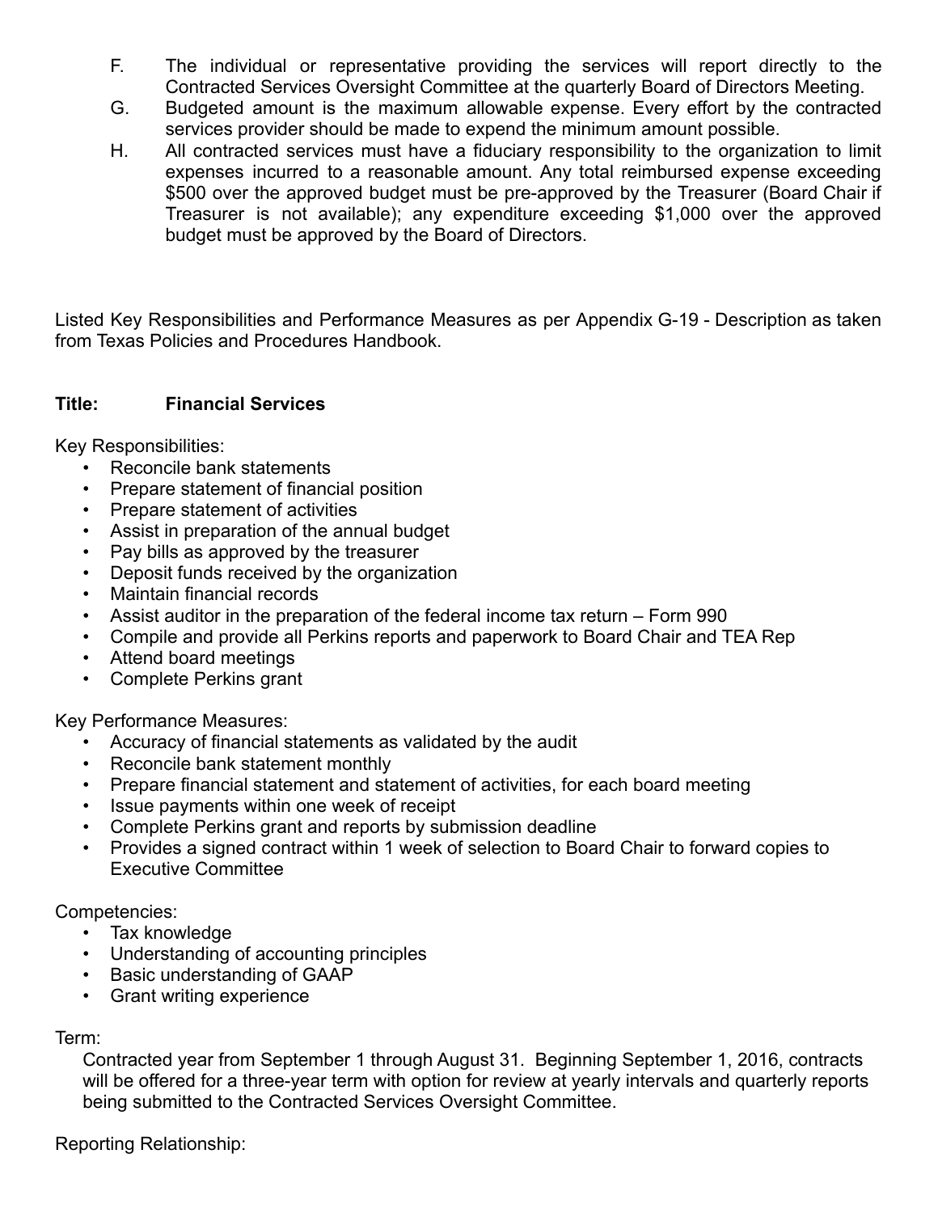F. The individual or representative providing the services will report directly to the Contracted Services Oversight Committee at the quarterly Board of Directors Meeting.

G. Budgeted amount is the maximum allowable expense. Every effort by the contracted services provider should be made to expend the minimum amount possible.

H. All contracted services must have a fiduciary responsibility to the organization to limit expenses incurred to a reasonable amount. Any total reimbursed expense exceeding $500 over the approved budget must be pre-approved by the Treasurer (Board Chair if Treasurer is not available); any expenditure exceeding $1,000 over the approved budget must be approved by the Board of Directors.

Listed Key Responsibilities and Performance Measures as per Appendix G-19 - Description as taken from Texas Policies and Procedures Handbook.

**Title: Financial Services**

Key Responsibilities:

- Reconcile bank statements
- Prepare statement of financial position
- Prepare statement of activities
- Assist in preparation of the annual budget
- Pay bills as approved by the treasurer
- Deposit funds received by the organization
- Maintain financial records
- Assist auditor in the preparation of the federal income tax return – Form 990
- Compile and provide all Perkins reports and paperwork to Board Chair and TEA Rep
- Attend board meetings
- Complete Perkins grant

Key Performance Measures:

- Accuracy of financial statements as validated by the audit
- Reconcile bank statement monthly
- Prepare financial statement and statement of activities, for each board meeting
- Issue payments within one week of receipt
- Complete Perkins grant and reports by submission deadline
- Provides a signed contract within 1 week of selection to Board Chair to forward copies to Executive Committee

Competencies:

- Tax knowledge
- Understanding of accounting principles
- Basic understanding of GAAP
- Grant writing experience

Term:

Contracted year from September 1 through August 31. Beginning September 1, 2016, contracts will be offered for a three-year term with option for review at yearly intervals and quarterly reports being submitted to the Contracted Services Oversight Committee.

Reporting Relationship: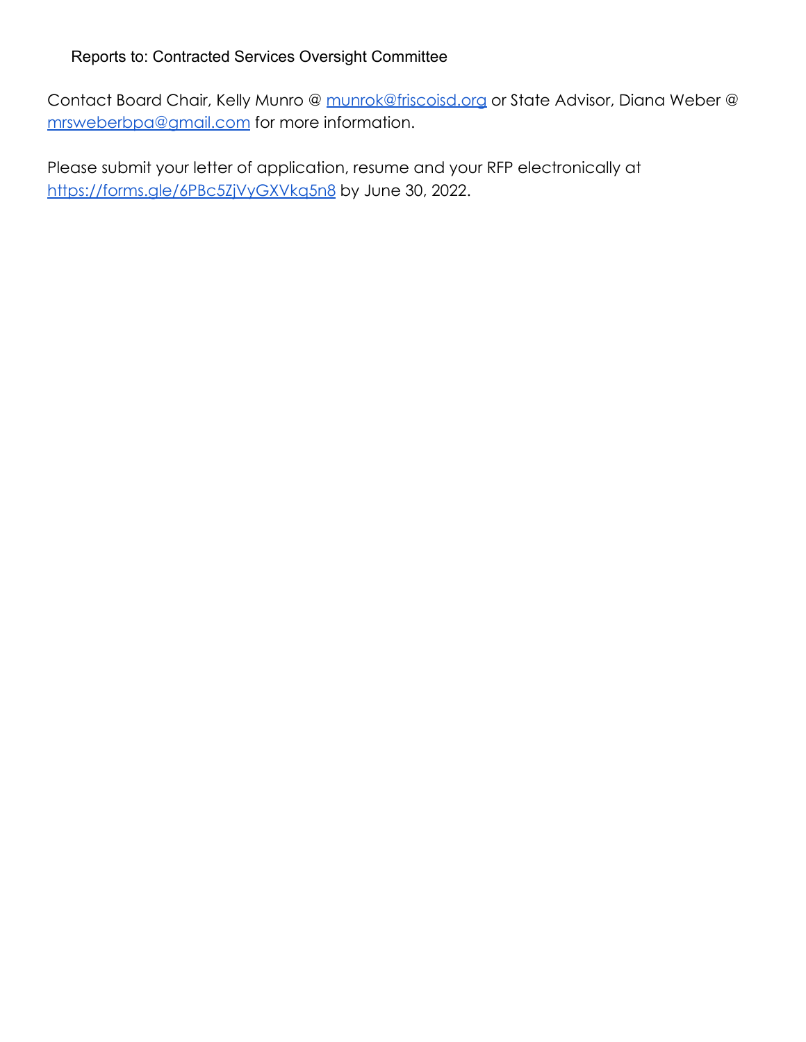Reports to: Contracted Services Oversight Committee

Contact Board Chair, Kelly Munro @ munrok@friscoisd.org or State Advisor, Diana Weber @ mrsweberbpa@gmail.com for more information.

Please submit your letter of application, resume and your RFP electronically at https://forms.gle/6PBc5ZjVyGXVkq5n8 by June 30, 2022.